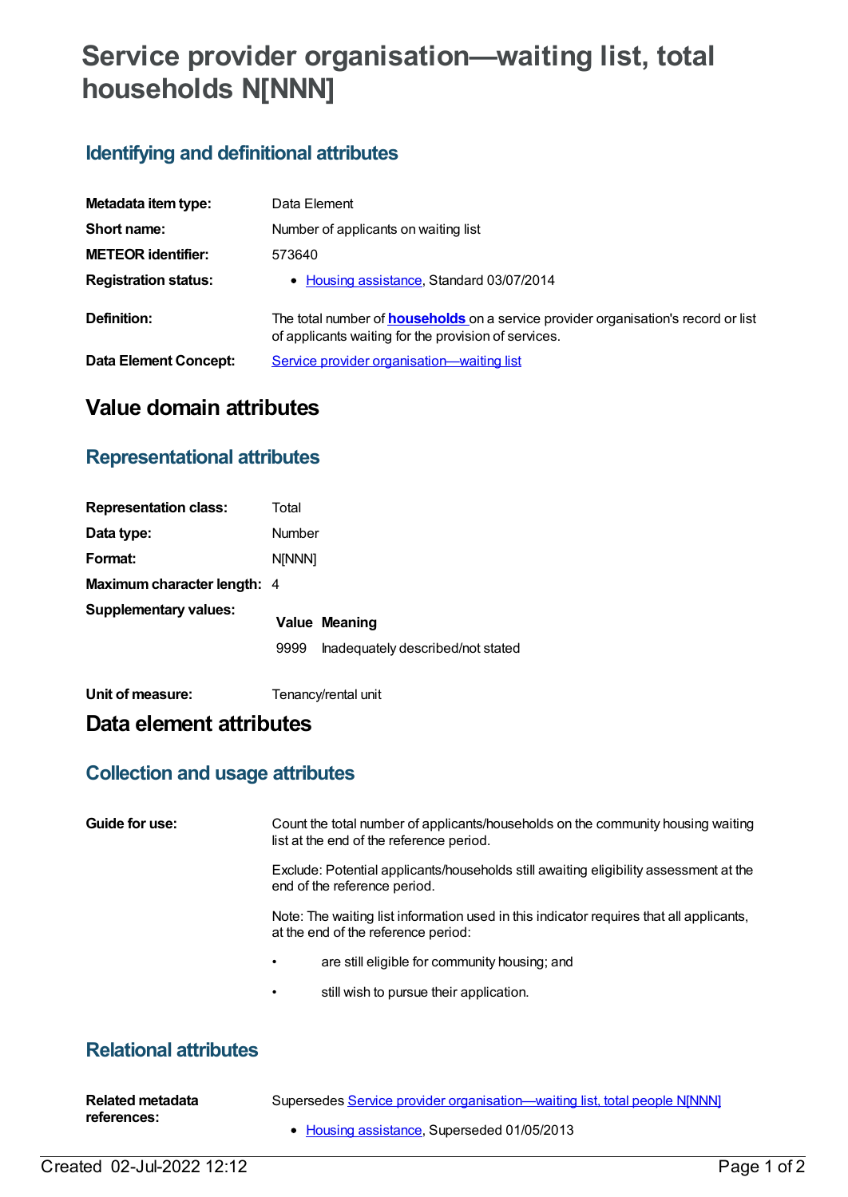# Service provider organisation—waiting list, total households N[NNN]

## Identifying and definitional attributes

| | |
|---|---|
| **Metadata item type:** | Data Element |
| **Short name:** | Number of applicants on waiting list |
| **METEOR identifier:** | 573640 |
| **Registration status:** | • Housing assistance, Standard 03/07/2014 |
| **Definition:** | The total number of **households** on a service provider organisation's record or list of applicants waiting for the provision of services. |
| **Data Element Concept:** | Service provider organisation—waiting list |

# Value domain attributes

## Representational attributes

| | |
|---|---|
| **Representation class:** | Total |
| **Data type:** | Number |
| **Format:** | N[NNN] |
| **Maximum character length:** | 4 |

**Supplementary values:**

| Value | Meaning |
|---|---|
| 9999 | Inadequately described/not stated |

**Unit of measure:** Tenancy/rental unit

# Data element attributes

## Collection and usage attributes

**Guide for use:**

Count the total number of applicants/households on the community housing waiting list at the end of the reference period.

Exclude: Potential applicants/households still awaiting eligibility assessment at the end of the reference period.

Note: The waiting list information used in this indicator requires that all applicants, at the end of the reference period:

- are still eligible for community housing; and
- still wish to pursue their application.

## Relational attributes

**Related metadata references:**

Supersedes Service provider organisation—waiting list, total people N[NNN]

- Housing assistance, Superseded 01/05/2013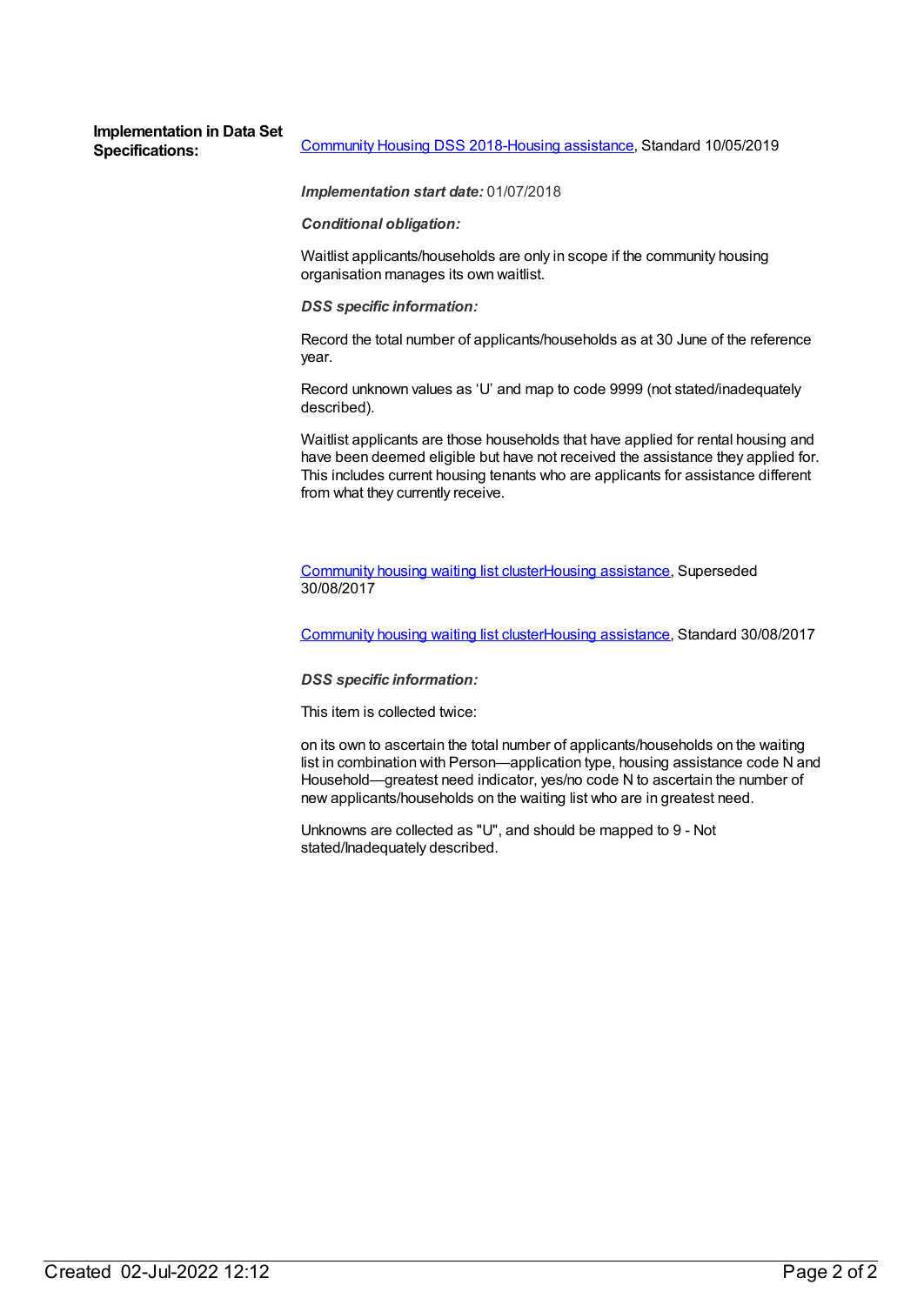**Implementation in Data Set Specifications:**

[Community Housing DSS 2018-Housing assistance](#), Standard 10/05/2019

***Implementation start date:*** 01/07/2018

***Conditional obligation:***

Waitlist applicants/households are only in scope if the community housing organisation manages its own waitlist.

***DSS specific information:***

Record the total number of applicants/households as at 30 June of the reference year.

Record unknown values as 'U' and map to code 9999 (not stated/inadequately described).

Waitlist applicants are those households that have applied for rental housing and have been deemed eligible but have not received the assistance they applied for. This includes current housing tenants who are applicants for assistance different from what they currently receive.

[Community housing waiting list clusterHousing assistance](#), Superseded 30/08/2017

[Community housing waiting list clusterHousing assistance](#), Standard 30/08/2017

***DSS specific information:***

This item is collected twice:

on its own to ascertain the total number of applicants/households on the waiting list in combination with Person—application type, housing assistance code N and Household—greatest need indicator, yes/no code N to ascertain the number of new applicants/households on the waiting list who are in greatest need.

Unknowns are collected as "U", and should be mapped to 9 - Not stated/Inadequately described.